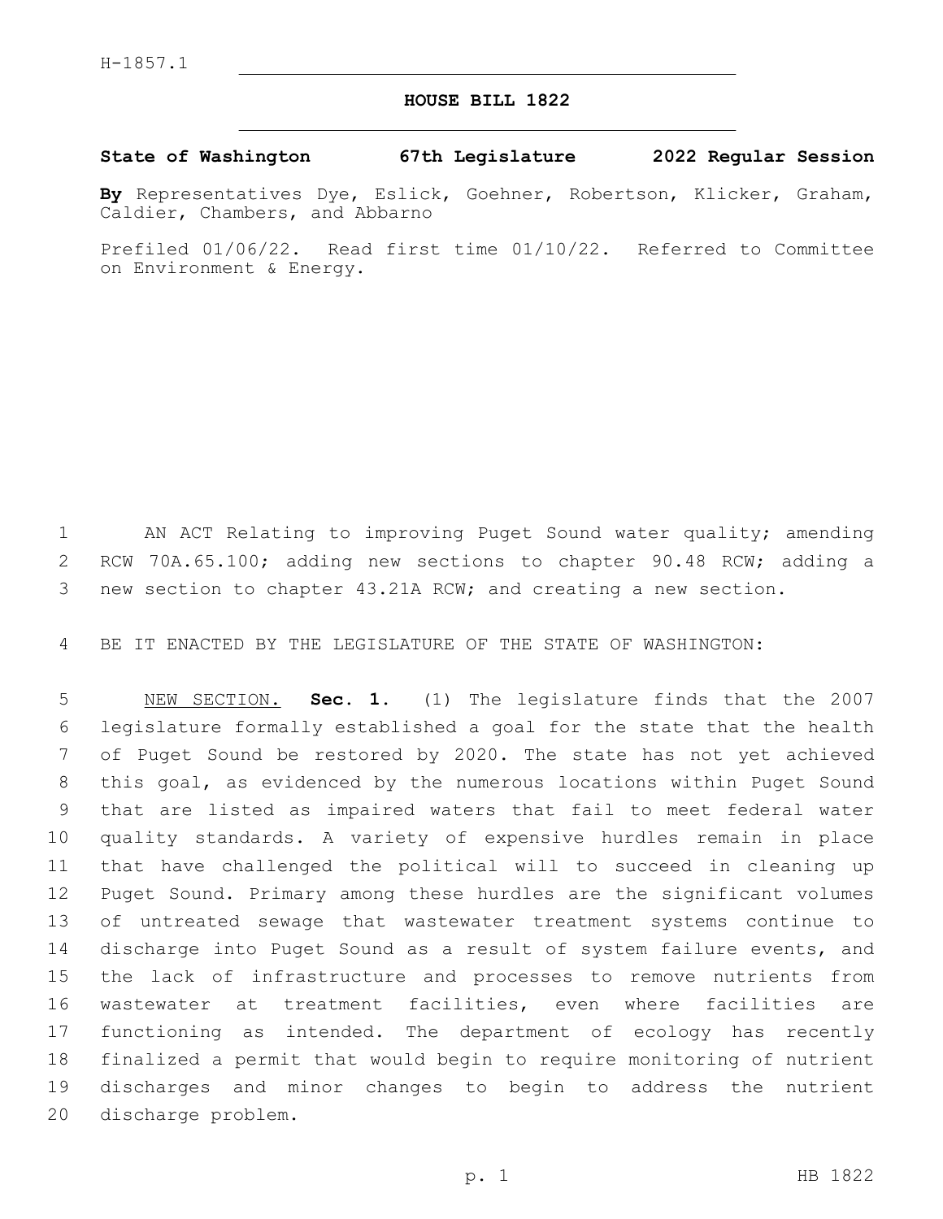H-1857.1

# HOUSE BILL 1822

**State of Washington 67th Legislature 2022 Regular Session**

**By** Representatives Dye, Eslick, Goehner, Robertson, Klicker, Graham, Caldier, Chambers, and Abbarno

Prefiled 01/06/22. Read first time 01/10/22. Referred to Committee on Environment & Energy.

AN ACT Relating to improving Puget Sound water quality; amending RCW 70A.65.100; adding new sections to chapter 90.48 RCW; adding a new section to chapter 43.21A RCW; and creating a new section.

BE IT ENACTED BY THE LEGISLATURE OF THE STATE OF WASHINGTON:

NEW SECTION. **Sec. 1.** (1) The legislature finds that the 2007 legislature formally established a goal for the state that the health of Puget Sound be restored by 2020. The state has not yet achieved this goal, as evidenced by the numerous locations within Puget Sound that are listed as impaired waters that fail to meet federal water quality standards. A variety of expensive hurdles remain in place that have challenged the political will to succeed in cleaning up Puget Sound. Primary among these hurdles are the significant volumes of untreated sewage that wastewater treatment systems continue to discharge into Puget Sound as a result of system failure events, and the lack of infrastructure and processes to remove nutrients from wastewater at treatment facilities, even where facilities are functioning as intended. The department of ecology has recently finalized a permit that would begin to require monitoring of nutrient discharges and minor changes to begin to address the nutrient discharge problem.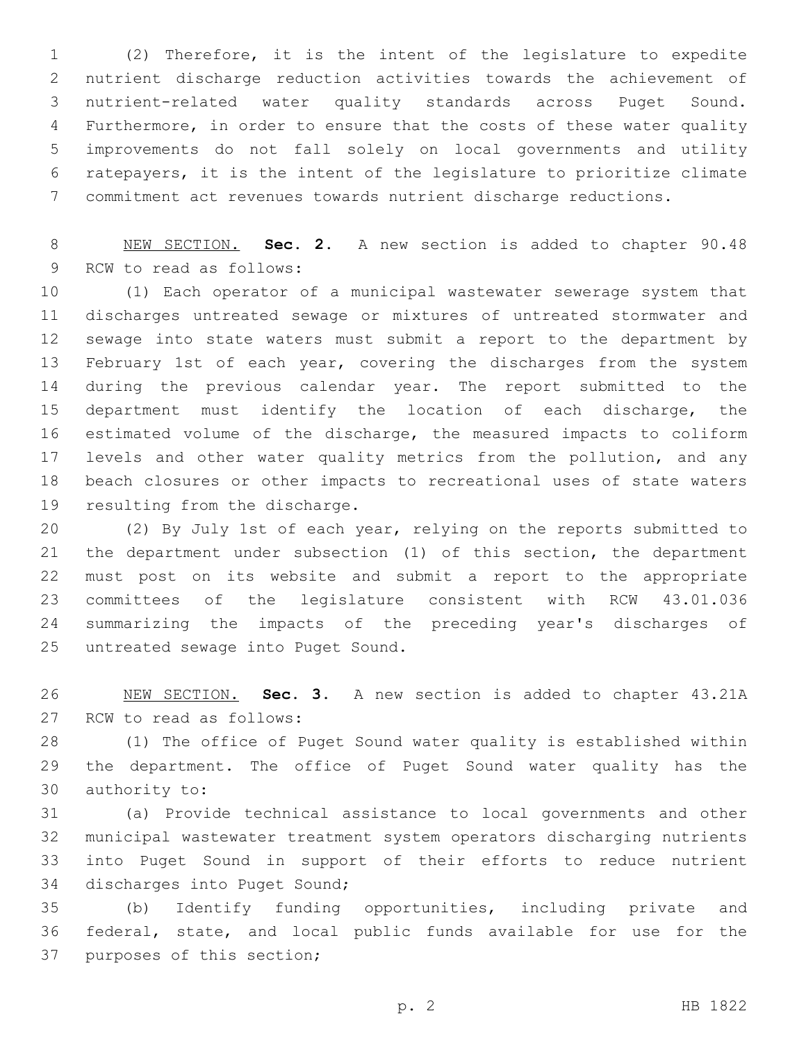(2) Therefore, it is the intent of the legislature to expedite nutrient discharge reduction activities towards the achievement of nutrient-related water quality standards across Puget Sound. Furthermore, in order to ensure that the costs of these water quality improvements do not fall solely on local governments and utility ratepayers, it is the intent of the legislature to prioritize climate commitment act revenues towards nutrient discharge reductions.

NEW SECTION. **Sec. 2.** A new section is added to chapter 90.48 RCW to read as follows:

(1) Each operator of a municipal wastewater sewerage system that discharges untreated sewage or mixtures of untreated stormwater and sewage into state waters must submit a report to the department by February 1st of each year, covering the discharges from the system during the previous calendar year. The report submitted to the department must identify the location of each discharge, the estimated volume of the discharge, the measured impacts to coliform levels and other water quality metrics from the pollution, and any beach closures or other impacts to recreational uses of state waters resulting from the discharge.

(2) By July 1st of each year, relying on the reports submitted to the department under subsection (1) of this section, the department must post on its website and submit a report to the appropriate committees of the legislature consistent with RCW 43.01.036 summarizing the impacts of the preceding year's discharges of untreated sewage into Puget Sound.

NEW SECTION. **Sec. 3.** A new section is added to chapter 43.21A RCW to read as follows:

(1) The office of Puget Sound water quality is established within the department. The office of Puget Sound water quality has the authority to:

(a) Provide technical assistance to local governments and other municipal wastewater treatment system operators discharging nutrients into Puget Sound in support of their efforts to reduce nutrient discharges into Puget Sound;

(b) Identify funding opportunities, including private and federal, state, and local public funds available for use for the purposes of this section;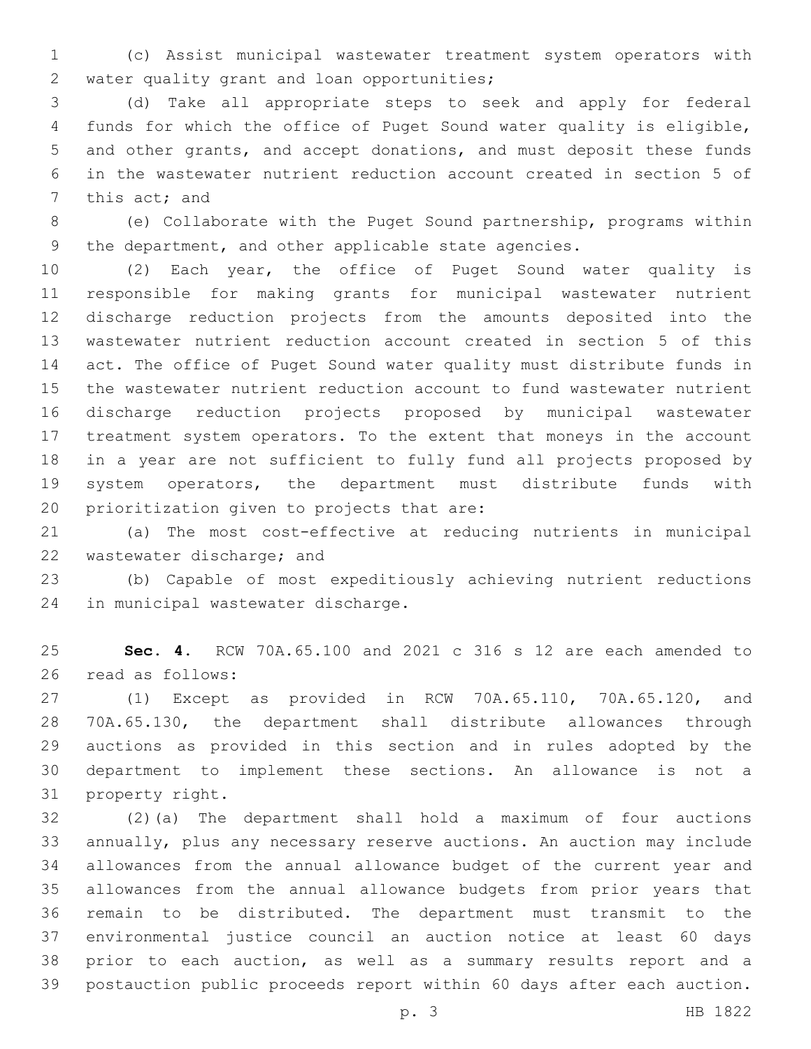(c) Assist municipal wastewater treatment system operators with water quality grant and loan opportunities;

(d) Take all appropriate steps to seek and apply for federal funds for which the office of Puget Sound water quality is eligible, and other grants, and accept donations, and must deposit these funds in the wastewater nutrient reduction account created in section 5 of this act; and

(e) Collaborate with the Puget Sound partnership, programs within the department, and other applicable state agencies.

(2) Each year, the office of Puget Sound water quality is responsible for making grants for municipal wastewater nutrient discharge reduction projects from the amounts deposited into the wastewater nutrient reduction account created in section 5 of this act. The office of Puget Sound water quality must distribute funds in the wastewater nutrient reduction account to fund wastewater nutrient discharge reduction projects proposed by municipal wastewater treatment system operators. To the extent that moneys in the account in a year are not sufficient to fully fund all projects proposed by system operators, the department must distribute funds with prioritization given to projects that are:

(a) The most cost-effective at reducing nutrients in municipal wastewater discharge; and

(b) Capable of most expeditiously achieving nutrient reductions in municipal wastewater discharge.

**Sec. 4.** RCW 70A.65.100 and 2021 c 316 s 12 are each amended to read as follows:

(1) Except as provided in RCW 70A.65.110, 70A.65.120, and 70A.65.130, the department shall distribute allowances through auctions as provided in this section and in rules adopted by the department to implement these sections. An allowance is not a property right.

(2)(a) The department shall hold a maximum of four auctions annually, plus any necessary reserve auctions. An auction may include allowances from the annual allowance budget of the current year and allowances from the annual allowance budgets from prior years that remain to be distributed. The department must transmit to the environmental justice council an auction notice at least 60 days prior to each auction, as well as a summary results report and a postauction public proceeds report within 60 days after each auction.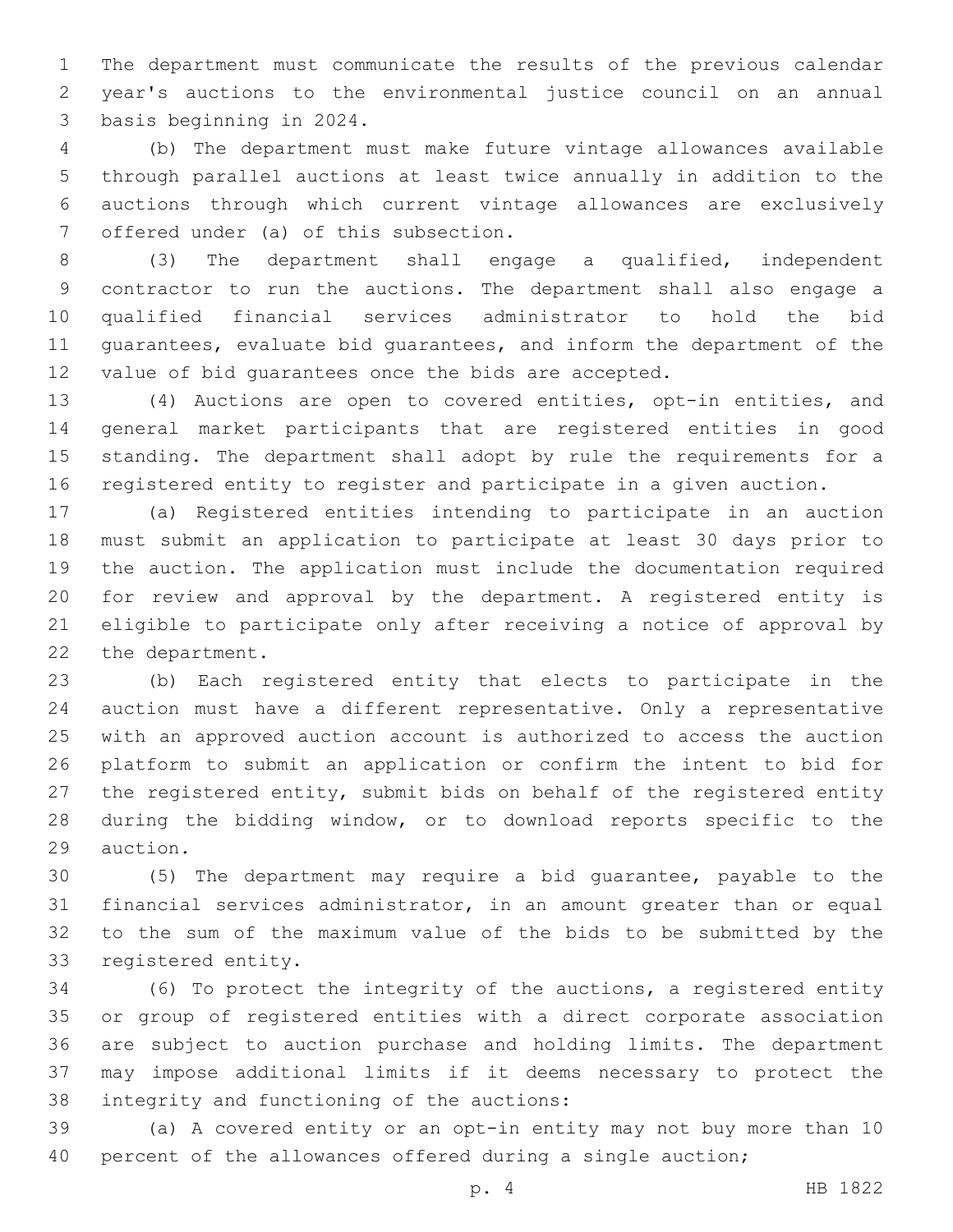The department must communicate the results of the previous calendar year's auctions to the environmental justice council on an annual basis beginning in 2024.

(b) The department must make future vintage allowances available through parallel auctions at least twice annually in addition to the auctions through which current vintage allowances are exclusively offered under (a) of this subsection.

(3) The department shall engage a qualified, independent contractor to run the auctions. The department shall also engage a qualified financial services administrator to hold the bid guarantees, evaluate bid guarantees, and inform the department of the value of bid guarantees once the bids are accepted.

(4) Auctions are open to covered entities, opt-in entities, and general market participants that are registered entities in good standing. The department shall adopt by rule the requirements for a registered entity to register and participate in a given auction.

(a) Registered entities intending to participate in an auction must submit an application to participate at least 30 days prior to the auction. The application must include the documentation required for review and approval by the department. A registered entity is eligible to participate only after receiving a notice of approval by the department.

(b) Each registered entity that elects to participate in the auction must have a different representative. Only a representative with an approved auction account is authorized to access the auction platform to submit an application or confirm the intent to bid for the registered entity, submit bids on behalf of the registered entity during the bidding window, or to download reports specific to the auction.

(5) The department may require a bid guarantee, payable to the financial services administrator, in an amount greater than or equal to the sum of the maximum value of the bids to be submitted by the registered entity.

(6) To protect the integrity of the auctions, a registered entity or group of registered entities with a direct corporate association are subject to auction purchase and holding limits. The department may impose additional limits if it deems necessary to protect the integrity and functioning of the auctions:

(a) A covered entity or an opt-in entity may not buy more than 10 percent of the allowances offered during a single auction;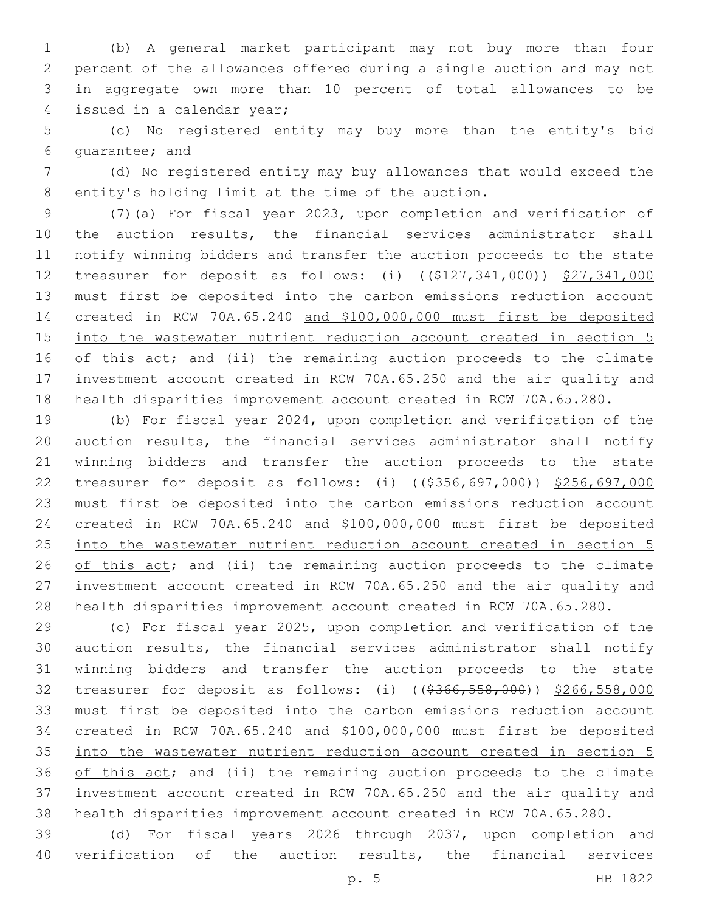(b) A general market participant may not buy more than four percent of the allowances offered during a single auction and may not in aggregate own more than 10 percent of total allowances to be issued in a calendar year;

(c) No registered entity may buy more than the entity's bid guarantee; and

(d) No registered entity may buy allowances that would exceed the entity's holding limit at the time of the auction.

(7)(a) For fiscal year 2023, upon completion and verification of the auction results, the financial services administrator shall notify winning bidders and transfer the auction proceeds to the state treasurer for deposit as follows: (i) ((~~$127,341,000~~)) <u>$27,341,000</u> must first be deposited into the carbon emissions reduction account created in RCW 70A.65.240 <u>and $100,000,000 must first be deposited into the wastewater nutrient reduction account created in section 5 of this act</u>; and (ii) the remaining auction proceeds to the climate investment account created in RCW 70A.65.250 and the air quality and health disparities improvement account created in RCW 70A.65.280.

(b) For fiscal year 2024, upon completion and verification of the auction results, the financial services administrator shall notify winning bidders and transfer the auction proceeds to the state treasurer for deposit as follows: (i) ((~~$356,697,000~~)) <u>$256,697,000</u> must first be deposited into the carbon emissions reduction account created in RCW 70A.65.240 <u>and $100,000,000 must first be deposited into the wastewater nutrient reduction account created in section 5 of this act</u>; and (ii) the remaining auction proceeds to the climate investment account created in RCW 70A.65.250 and the air quality and health disparities improvement account created in RCW 70A.65.280.

(c) For fiscal year 2025, upon completion and verification of the auction results, the financial services administrator shall notify winning bidders and transfer the auction proceeds to the state treasurer for deposit as follows: (i) ((~~$366,558,000~~)) <u>$266,558,000</u> must first be deposited into the carbon emissions reduction account created in RCW 70A.65.240 <u>and $100,000,000 must first be deposited into the wastewater nutrient reduction account created in section 5 of this act</u>; and (ii) the remaining auction proceeds to the climate investment account created in RCW 70A.65.250 and the air quality and health disparities improvement account created in RCW 70A.65.280.

(d) For fiscal years 2026 through 2037, upon completion and verification of the auction results, the financial services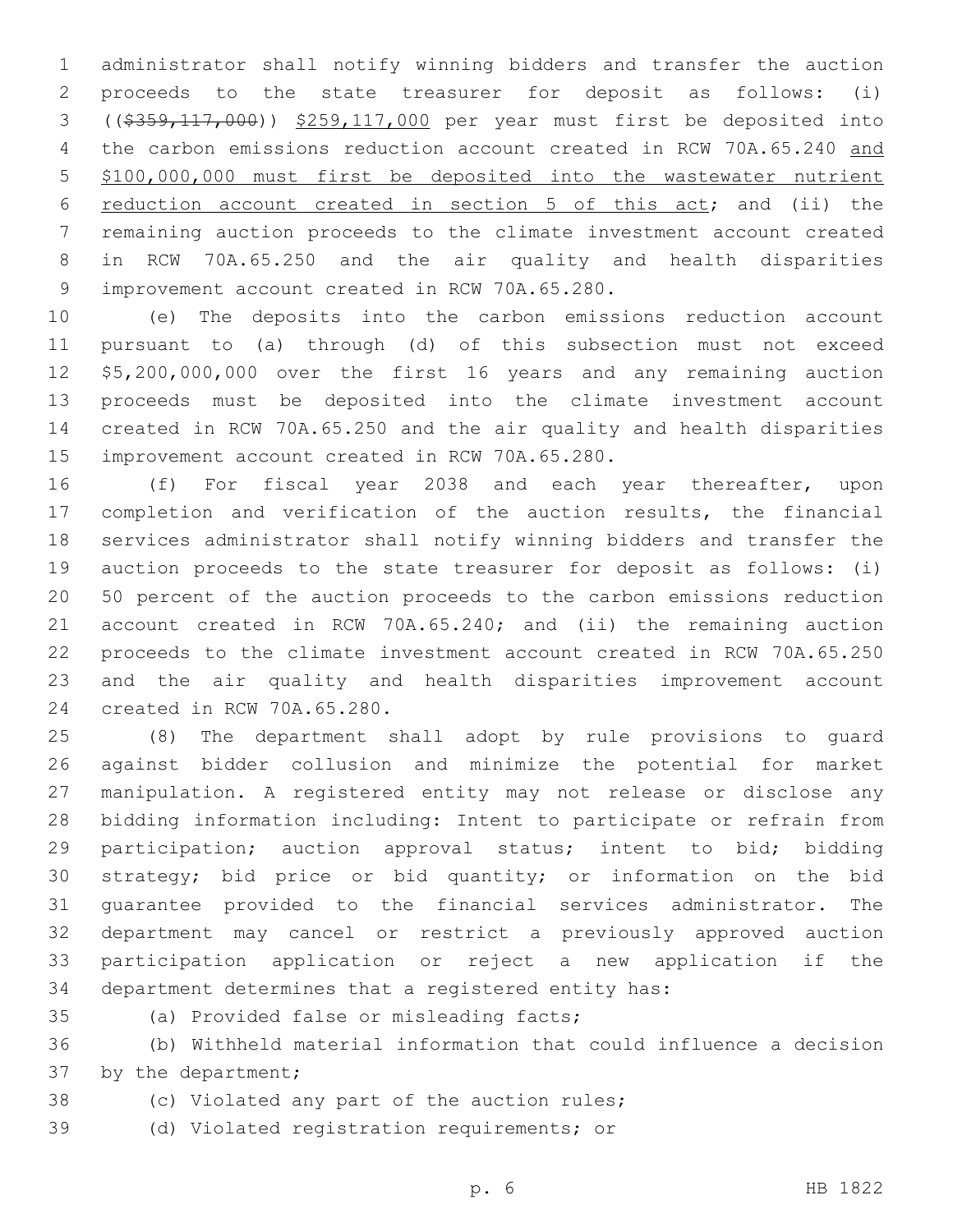administrator shall notify winning bidders and transfer the auction proceeds to the state treasurer for deposit as follows: (i) ((~~$359,117,000~~)) <u>$259,117,000</u> per year must first be deposited into the carbon emissions reduction account created in RCW 70A.65.240 <u>and $100,000,000 must first be deposited into the wastewater nutrient reduction account created in section 5 of this act</u>; and (ii) the remaining auction proceeds to the climate investment account created in RCW 70A.65.250 and the air quality and health disparities improvement account created in RCW 70A.65.280.

(e) The deposits into the carbon emissions reduction account pursuant to (a) through (d) of this subsection must not exceed $5,200,000,000 over the first 16 years and any remaining auction proceeds must be deposited into the climate investment account created in RCW 70A.65.250 and the air quality and health disparities improvement account created in RCW 70A.65.280.

(f) For fiscal year 2038 and each year thereafter, upon completion and verification of the auction results, the financial services administrator shall notify winning bidders and transfer the auction proceeds to the state treasurer for deposit as follows: (i) 50 percent of the auction proceeds to the carbon emissions reduction account created in RCW 70A.65.240; and (ii) the remaining auction proceeds to the climate investment account created in RCW 70A.65.250 and the air quality and health disparities improvement account created in RCW 70A.65.280.

(8) The department shall adopt by rule provisions to guard against bidder collusion and minimize the potential for market manipulation. A registered entity may not release or disclose any bidding information including: Intent to participate or refrain from participation; auction approval status; intent to bid; bidding strategy; bid price or bid quantity; or information on the bid guarantee provided to the financial services administrator. The department may cancel or restrict a previously approved auction participation application or reject a new application if the department determines that a registered entity has:

(a) Provided false or misleading facts;

(b) Withheld material information that could influence a decision by the department;

(c) Violated any part of the auction rules;

(d) Violated registration requirements; or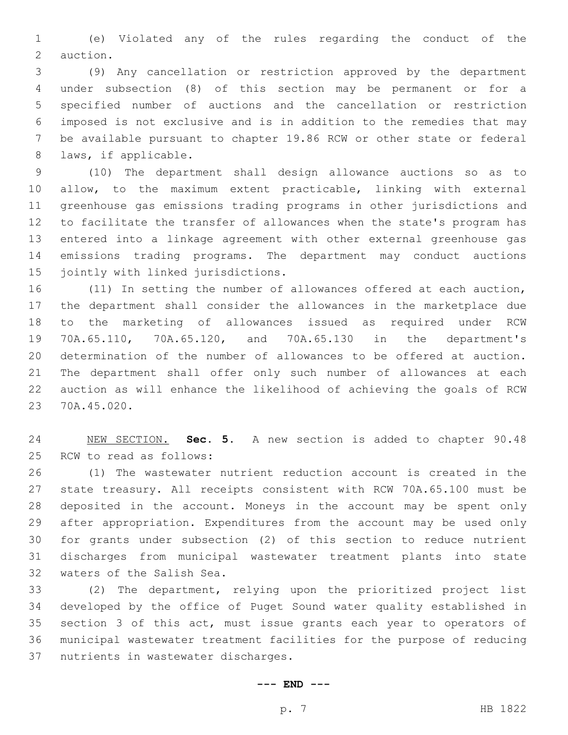(e) Violated any of the rules regarding the conduct of the auction.

(9) Any cancellation or restriction approved by the department under subsection (8) of this section may be permanent or for a specified number of auctions and the cancellation or restriction imposed is not exclusive and is in addition to the remedies that may be available pursuant to chapter 19.86 RCW or other state or federal laws, if applicable.

(10) The department shall design allowance auctions so as to allow, to the maximum extent practicable, linking with external greenhouse gas emissions trading programs in other jurisdictions and to facilitate the transfer of allowances when the state's program has entered into a linkage agreement with other external greenhouse gas emissions trading programs. The department may conduct auctions jointly with linked jurisdictions.

(11) In setting the number of allowances offered at each auction, the department shall consider the allowances in the marketplace due to the marketing of allowances issued as required under RCW 70A.65.110, 70A.65.120, and 70A.65.130 in the department's determination of the number of allowances to be offered at auction. The department shall offer only such number of allowances at each auction as will enhance the likelihood of achieving the goals of RCW 70A.45.020.

NEW SECTION. **Sec. 5.** A new section is added to chapter 90.48 RCW to read as follows:

(1) The wastewater nutrient reduction account is created in the state treasury. All receipts consistent with RCW 70A.65.100 must be deposited in the account. Moneys in the account may be spent only after appropriation. Expenditures from the account may be used only for grants under subsection (2) of this section to reduce nutrient discharges from municipal wastewater treatment plants into state waters of the Salish Sea.

(2) The department, relying upon the prioritized project list developed by the office of Puget Sound water quality established in section 3 of this act, must issue grants each year to operators of municipal wastewater treatment facilities for the purpose of reducing nutrients in wastewater discharges.

**--- END ---**